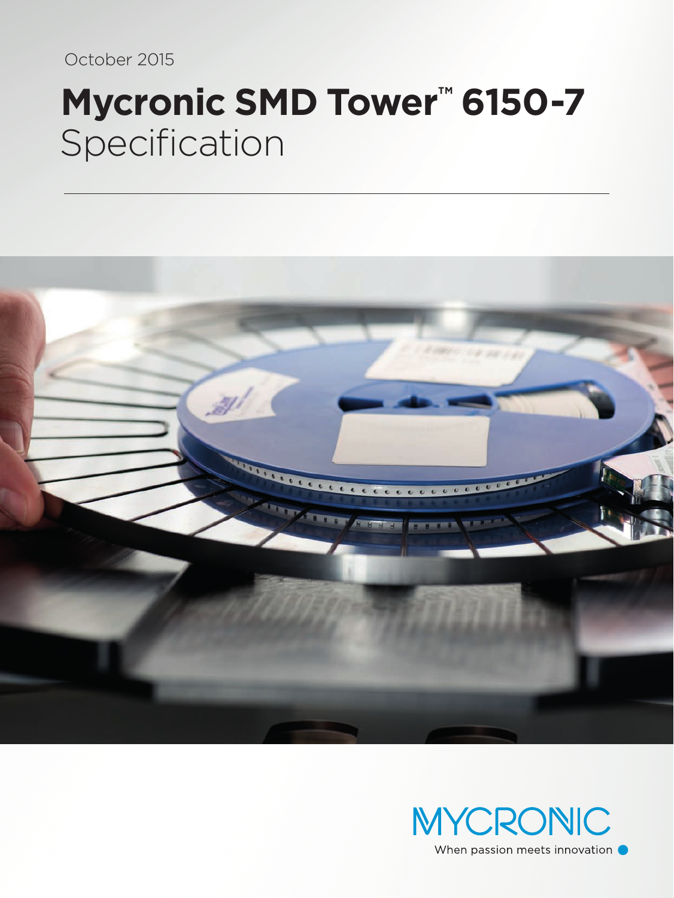October 2015

# Mycronic SMD Tower™ 6150-7
Specification

---

MYCRONIC

When passion meets innovation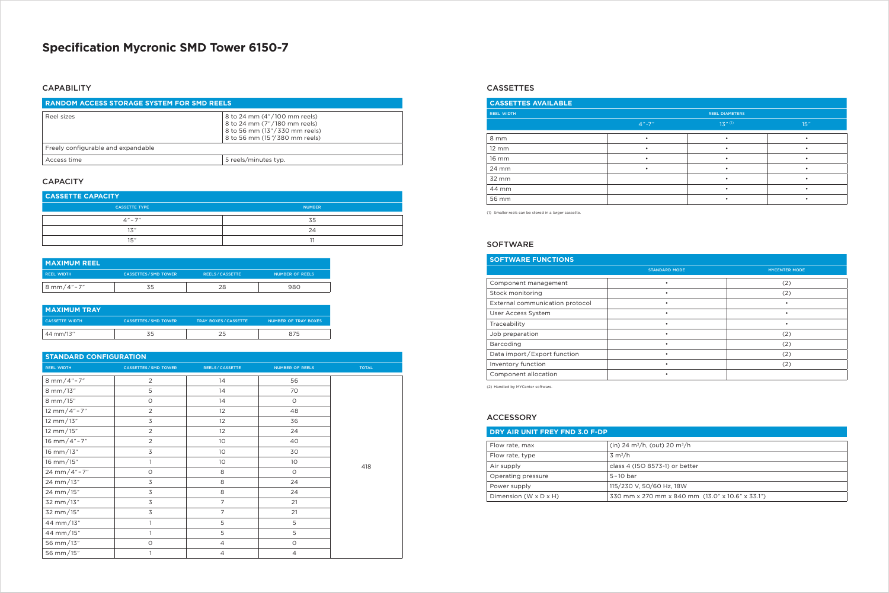# Specification Mycronic SMD Tower 6150-7

## CAPABILITY

| RANDOM ACCESS STORAGE SYSTEM FOR SMD REELS | |
|---|---|
| Reel sizes | 8 to 24 mm (4″/100 mm reels)<br>8 to 24 mm (7″/180 mm reels)<br>8 to 56 mm (13″/330 mm reels)<br>8 to 56 mm (15″/380 mm reels) |
| Freely configurable and expandable | |
| Access time | 5 reels/minutes typ. |

## CAPACITY

| CASSETTE CAPACITY | |
|---|---|
| CASSETTE TYPE | NUMBER |
| 4″–7″ | 35 |
| 13″ | 24 |
| 15″ | 11 |

| MAXIMUM REEL | | | |
|---|---|---|---|
| REEL WIDTH | CASSETTES / SMD TOWER | REELS / CASSETTE | NUMBER OF REELS |
| 8 mm / 4″–7″ | 35 | 28 | 980 |

| MAXIMUM TRAY | | | |
|---|---|---|---|
| CASSETTE WIDTH | CASSETTES / SMD TOWER | TRAY BOXES / CASSETTE | NUMBER OF TRAY BOXES |
| 44 mm/13″ | 35 | 25 | 875 |

| STANDARD CONFIGURATION | | | | |
|---|---|---|---|---|
| REEL WIDTH | CASSETTES / SMD TOWER | REELS / CASSETTE | NUMBER OF REELS | TOTAL |
| 8 mm / 4″–7″ | 2 | 14 | 56 | 418 |
| 8 mm / 13″ | 5 | 14 | 70 | |
| 8 mm / 15″ | 0 | 14 | 0 | |
| 12 mm / 4″–7″ | 2 | 12 | 48 | |
| 12 mm / 13″ | 3 | 12 | 36 | |
| 12 mm / 15″ | 2 | 12 | 24 | |
| 16 mm / 4″–7″ | 2 | 10 | 40 | |
| 16 mm / 13″ | 3 | 10 | 30 | |
| 16 mm / 15″ | 1 | 10 | 10 | |
| 24 mm / 4″–7″ | 0 | 8 | 0 | |
| 24 mm / 13″ | 3 | 8 | 24 | |
| 24 mm / 15″ | 3 | 8 | 24 | |
| 32 mm / 13″ | 3 | 7 | 21 | |
| 32 mm / 15″ | 3 | 7 | 21 | |
| 44 mm / 13″ | 1 | 5 | 5 | |
| 44 mm / 15″ | 1 | 5 | 5 | |
| 56 mm / 13″ | 0 | 4 | 0 | |
| 56 mm / 15″ | 1 | 4 | 4 | |

## CASSETTES

| CASSETTES AVAILABLE | | | |
|---|---|---|---|
| REEL WIDTH | REEL DIAMETERS | | |
| | 4″–7″ | 13″ (1) | 15″ |
| 8 mm | • | • | • |
| 12 mm | • | • | • |
| 16 mm | • | • | • |
| 24 mm | • | • | • |
| 32 mm | | • | • |
| 44 mm | | • | • |
| 56 mm | | • | • |

(1) Smaller reels can be stored in a larger cassette.

## SOFTWARE

| SOFTWARE FUNCTIONS | | |
|---|---|---|
| | STANDARD MODE | MYCENTER MODE |
| Component management | • | (2) |
| Stock monitoring | • | (2) |
| External communication protocol | • | • |
| User Access System | • | • |
| Traceability | • | • |
| Job preparation | • | (2) |
| Barcoding | • | (2) |
| Data import / Export function | • | (2) |
| Inventory function | • | (2) |
| Component allocation | • | |

(2) Handled by MYCenter software.

## ACCESSORY

| DRY AIR UNIT FREY FND 3.0 F-DP | |
|---|---|
| Flow rate, max | (in) 24 $m^3$/h, (out) 20 $m^3$/h |
| Flow rate, type | 3 $m^3$/h |
| Air supply | class 4 (ISO 8573-1) or better |
| Operating pressure | 5–10 bar |
| Power supply | 115/230 V, 50/60 Hz, 18W |
| Dimension (W x D x H) | 330 mm x 270 mm x 840 mm (13.0″ x 10.6″ x 33.1″) |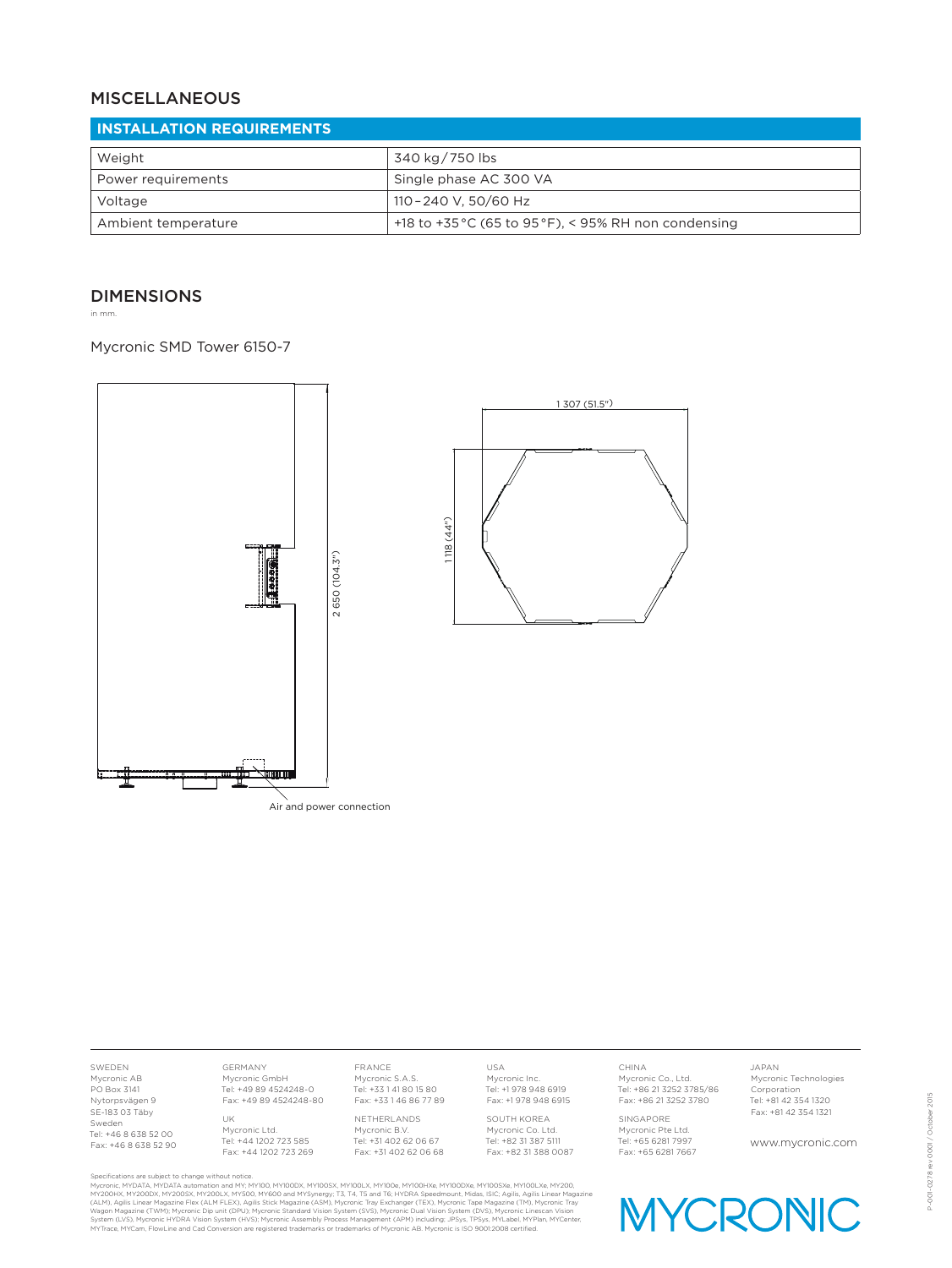## MISCELLANEOUS

| INSTALLATION REQUIREMENTS | |
|---|---|
| Weight | 340 kg/750 lbs |
| Power requirements | Single phase AC 300 VA |
| Voltage | 110 – 240 V, 50/60 Hz |
| Ambient temperature | +18 to +35 °C (65 to 95 °F), < 95% RH non condensing |

## DIMENSIONS

in mm.

Mycronic SMD Tower 6150-7

2 650 (104.3")

Air and power connection

1 307 (51.5")

1 118 (44")

SWEDEN
Mycronic AB
PO Box 3141
Nytorpsvägen 9
SE-183 03 Täby
Sweden
Tel: +46 8 638 52 00
Fax: +46 8 638 52 90

GERMANY
Mycronic GmbH
Tel: +49 89 4524248-0
Fax: +49 89 4524248-80

UK
Mycronic Ltd.
Tel: +44 1202 723 585
Fax: +44 1202 723 269

FRANCE
Mycronic S.A.S.
Tel: +33 1 41 80 15 80
Fax: +33 1 46 86 77 89

NETHERLANDS
Mycronic B.V.
Tel: +31 402 62 06 67
Fax: +31 402 62 06 68

USA
Mycronic Inc.
Tel: +1 978 948 6919
Fax: +1 978 948 6915

SOUTH KOREA
Mycronic Co. Ltd.
Tel: +82 31 387 5111
Fax: +82 31 388 0087

CHINA
Mycronic Co., Ltd.
Tel: +86 21 3252 3785/86
Fax: +86 21 3252 3780

SINGAPORE
Mycronic Pte Ltd.
Tel: +65 6281 7997
Fax: +65 6281 7667

JAPAN
Mycronic Technologies Corporation
Tel: +81 42 354 1320
Fax: +81 42 354 1321

www.mycronic.com

Specifications are subject to change without notice.
Mycronic, MYDATA, MYDATA automation and MY; MY100, MY100DX, MY100SX, MY100LX, MY100e, MY100HXe, MY100DXe, MY100SXe, MY100LXe, MY200, MY200HX, MY200DX, MY200SX, MY200LX, MY500, MY600 and MYSynergy; T3, T4, T5 and T6; HYDRA Speedmount, Midas, ISIC; Agilis, Agilis Linear Magazine (ALM), Agilis Linear Magazine Flex (ALM FLEX), Agilis Stick Magazine (ASM), Mycronic Tray Exchanger (TEX), Mycronic Tape Magazine (TM), Mycronic Tray Wagon Magazine (TWM); Mycronic Dip unit (DPU); Mycronic Standard Vision System (SVS), Mycronic Dual Vision System (DVS), Mycronic Linescan Vision System (LVS), Mycronic HYDRA Vision System (HVS); Mycronic Assembly Process Management (APM) including; JPSys, TPSys, MYLabel, MYPlan, MYCenter, MYTrace, MYCam, FlowLine and Cad Conversion are registered trademarks or trademarks of Mycronic AB. Mycronic is ISO 9001:2008 certified.

MYCRONIC

P-001-0278 rev 0001 / October 2015